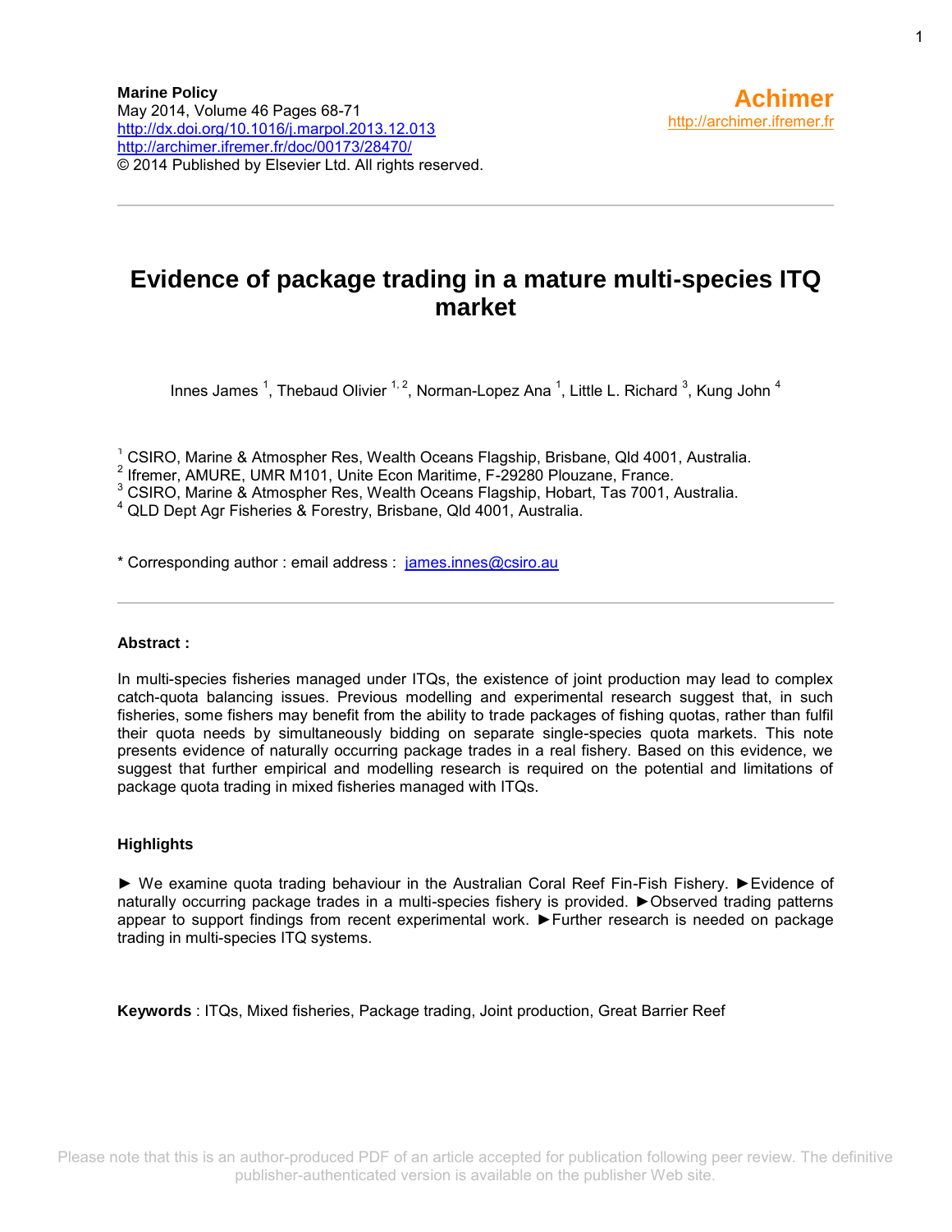**Marine Policy**
May 2014, Volume 46 Pages 68-71
http://dx.doi.org/10.1016/j.marpol.2013.12.013
http://archimer.ifremer.fr/doc/00173/28470/
© 2014 Published by Elsevier Ltd. All rights reserved.

**Achimer**
http://archimer.ifremer.fr

# Evidence of package trading in a mature multi-species ITQ market

Innes James [1], Thebaud Olivier [1, 2], Norman-Lopez Ana [1], Little L. Richard [3], Kung John [4]

[1] CSIRO, Marine & Atmospher Res, Wealth Oceans Flagship, Brisbane, Qld 4001, Australia.
[2] Ifremer, AMURE, UMR M101, Unite Econ Maritime, F-29280 Plouzane, France.
[3] CSIRO, Marine & Atmospher Res, Wealth Oceans Flagship, Hobart, Tas 7001, Australia.
[4] QLD Dept Agr Fisheries & Forestry, Brisbane, Qld 4001, Australia.

* Corresponding author : email address : james.innes@csiro.au

**Abstract :**

In multi-species fisheries managed under ITQs, the existence of joint production may lead to complex catch-quota balancing issues. Previous modelling and experimental research suggest that, in such fisheries, some fishers may benefit from the ability to trade packages of fishing quotas, rather than fulfil their quota needs by simultaneously bidding on separate single-species quota markets. This note presents evidence of naturally occurring package trades in a real fishery. Based on this evidence, we suggest that further empirical and modelling research is required on the potential and limitations of package quota trading in mixed fisheries managed with ITQs.

**Highlights**

► We examine quota trading behaviour in the Australian Coral Reef Fin-Fish Fishery. ►Evidence of naturally occurring package trades in a multi-species fishery is provided. ►Observed trading patterns appear to support findings from recent experimental work. ►Further research is needed on package trading in multi-species ITQ systems.

**Keywords** : ITQs, Mixed fisheries, Package trading, Joint production, Great Barrier Reef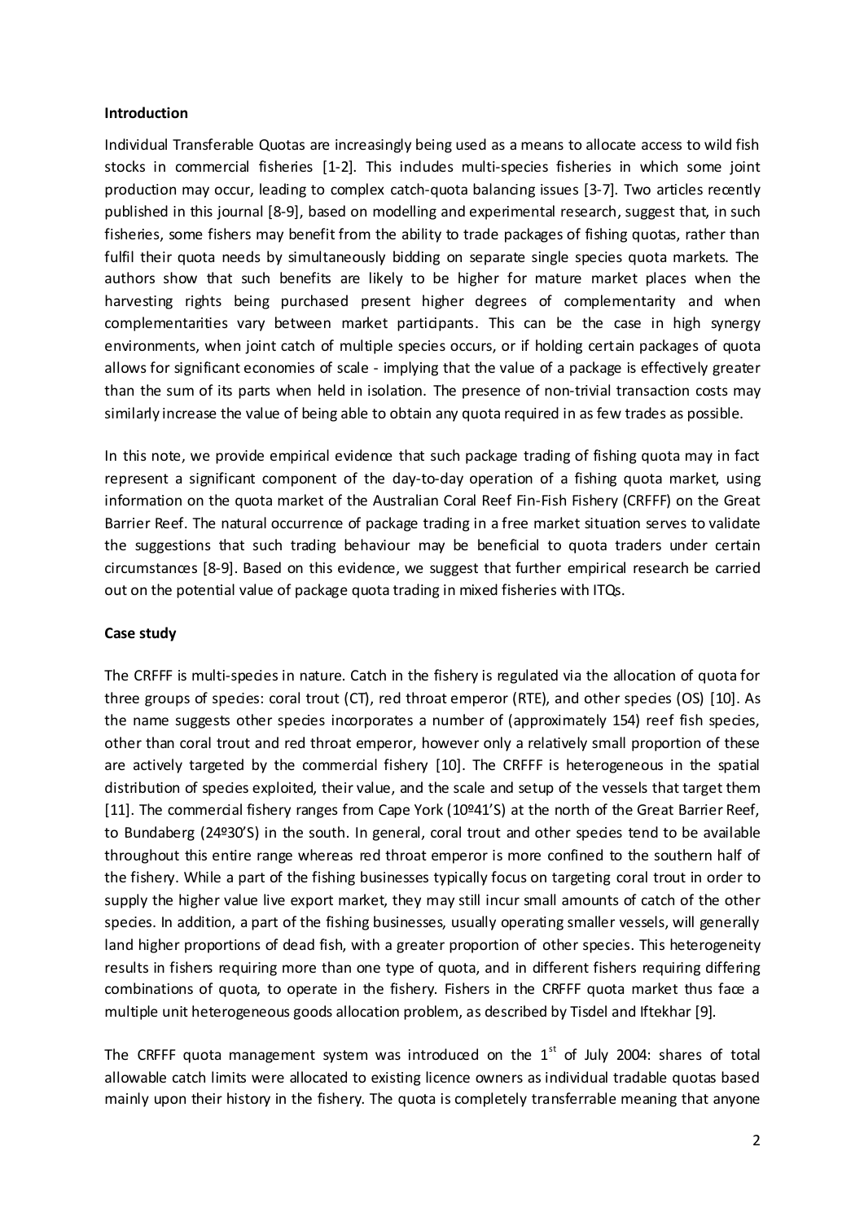**Introduction**

Individual Transferable Quotas are increasingly being used as a means to allocate access to wild fish stocks in commercial fisheries [1-2]. This includes multi-species fisheries in which some joint production may occur, leading to complex catch-quota balancing issues [3-7]. Two articles recently published in this journal [8-9], based on modelling and experimental research, suggest that, in such fisheries, some fishers may benefit from the ability to trade packages of fishing quotas, rather than fulfil their quota needs by simultaneously bidding on separate single species quota markets. The authors show that such benefits are likely to be higher for mature market places when the harvesting rights being purchased present higher degrees of complementarity and when complementarities vary between market participants. This can be the case in high synergy environments, when joint catch of multiple species occurs, or if holding certain packages of quota allows for significant economies of scale - implying that the value of a package is effectively greater than the sum of its parts when held in isolation. The presence of non-trivial transaction costs may similarly increase the value of being able to obtain any quota required in as few trades as possible.

In this note, we provide empirical evidence that such package trading of fishing quota may in fact represent a significant component of the day-to-day operation of a fishing quota market, using information on the quota market of the Australian Coral Reef Fin-Fish Fishery (CRFFF) on the Great Barrier Reef. The natural occurrence of package trading in a free market situation serves to validate the suggestions that such trading behaviour may be beneficial to quota traders under certain circumstances [8-9]. Based on this evidence, we suggest that further empirical research be carried out on the potential value of package quota trading in mixed fisheries with ITQs.

**Case study**

The CRFFF is multi-species in nature. Catch in the fishery is regulated via the allocation of quota for three groups of species: coral trout (CT), red throat emperor (RTE), and other species (OS) [10]. As the name suggests other species incorporates a number of (approximately 154) reef fish species, other than coral trout and red throat emperor, however only a relatively small proportion of these are actively targeted by the commercial fishery [10]. The CRFFF is heterogeneous in the spatial distribution of species exploited, their value, and the scale and setup of the vessels that target them [11]. The commercial fishery ranges from Cape York (10º41'S) at the north of the Great Barrier Reef, to Bundaberg (24º30'S) in the south. In general, coral trout and other species tend to be available throughout this entire range whereas red throat emperor is more confined to the southern half of the fishery. While a part of the fishing businesses typically focus on targeting coral trout in order to supply the higher value live export market, they may still incur small amounts of catch of the other species. In addition, a part of the fishing businesses, usually operating smaller vessels, will generally land higher proportions of dead fish, with a greater proportion of other species. This heterogeneity results in fishers requiring more than one type of quota, and in different fishers requiring differing combinations of quota, to operate in the fishery. Fishers in the CRFFF quota market thus face a multiple unit heterogeneous goods allocation problem, as described by Tisdel and Iftekhar [9].

The CRFFF quota management system was introduced on the 1st of July 2004: shares of total allowable catch limits were allocated to existing licence owners as individual tradable quotas based mainly upon their history in the fishery. The quota is completely transferrable meaning that anyone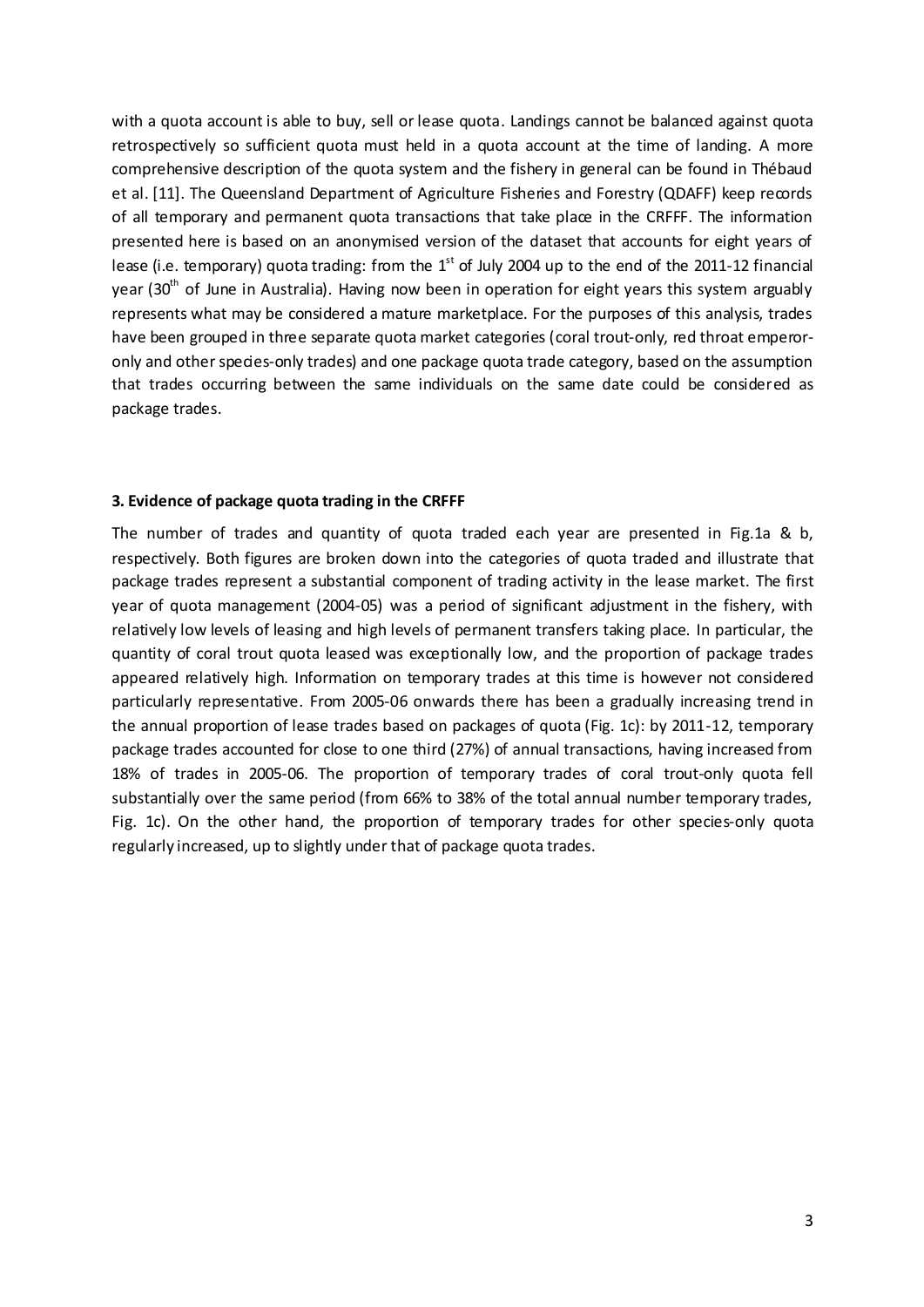with a quota account is able to buy, sell or lease quota. Landings cannot be balanced against quota retrospectively so sufficient quota must held in a quota account at the time of landing. A more comprehensive description of the quota system and the fishery in general can be found in Thébaud et al. [11]. The Queensland Department of Agriculture Fisheries and Forestry (QDAFF) keep records of all temporary and permanent quota transactions that take place in the CRFFF. The information presented here is based on an anonymised version of the dataset that accounts for eight years of lease (i.e. temporary) quota trading: from the 1st of July 2004 up to the end of the 2011-12 financial year (30th of June in Australia). Having now been in operation for eight years this system arguably represents what may be considered a mature marketplace. For the purposes of this analysis, trades have been grouped in three separate quota market categories (coral trout-only, red throat emperor-only and other species-only trades) and one package quota trade category, based on the assumption that trades occurring between the same individuals on the same date could be considered as package trades.

### 3. Evidence of package quota trading in the CRFFF

The number of trades and quantity of quota traded each year are presented in Fig.1a & b, respectively. Both figures are broken down into the categories of quota traded and illustrate that package trades represent a substantial component of trading activity in the lease market. The first year of quota management (2004-05) was a period of significant adjustment in the fishery, with relatively low levels of leasing and high levels of permanent transfers taking place. In particular, the quantity of coral trout quota leased was exceptionally low, and the proportion of package trades appeared relatively high. Information on temporary trades at this time is however not considered particularly representative. From 2005-06 onwards there has been a gradually increasing trend in the annual proportion of lease trades based on packages of quota (Fig. 1c): by 2011-12, temporary package trades accounted for close to one third (27%) of annual transactions, having increased from 18% of trades in 2005-06. The proportion of temporary trades of coral trout-only quota fell substantially over the same period (from 66% to 38% of the total annual number temporary trades, Fig. 1c). On the other hand, the proportion of temporary trades for other species-only quota regularly increased, up to slightly under that of package quota trades.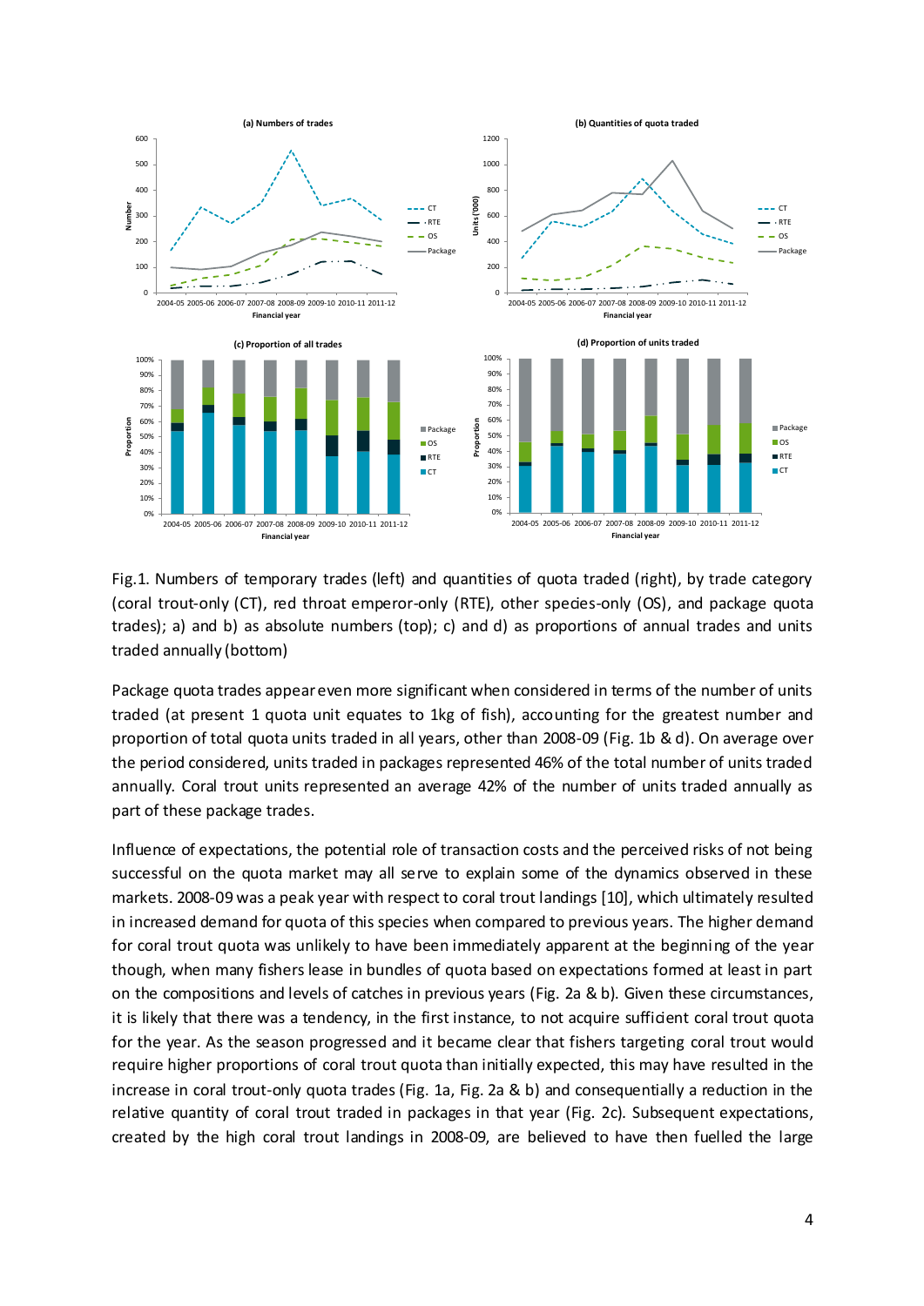Fig.1. Numbers of temporary trades (left) and quantities of quota traded (right), by trade category (coral trout-only (CT), red throat emperor-only (RTE), other species-only (OS), and package quota trades); a) and b) as absolute numbers (top); c) and d) as proportions of annual trades and units traded annually (bottom)

Package quota trades appear even more significant when considered in terms of the number of units traded (at present 1 quota unit equates to 1kg of fish), accounting for the greatest number and proportion of total quota units traded in all years, other than 2008-09 (Fig. 1b & d). On average over the period considered, units traded in packages represented 46% of the total number of units traded annually. Coral trout units represented an average 42% of the number of units traded annually as part of these package trades.

Influence of expectations, the potential role of transaction costs and the perceived risks of not being successful on the quota market may all serve to explain some of the dynamics observed in these markets. 2008-09 was a peak year with respect to coral trout landings [10], which ultimately resulted in increased demand for quota of this species when compared to previous years. The higher demand for coral trout quota was unlikely to have been immediately apparent at the beginning of the year though, when many fishers lease in bundles of quota based on expectations formed at least in part on the compositions and levels of catches in previous years (Fig. 2a & b). Given these circumstances, it is likely that there was a tendency, in the first instance, to not acquire sufficient coral trout quota for the year. As the season progressed and it became clear that fishers targeting coral trout would require higher proportions of coral trout quota than initially expected, this may have resulted in the increase in coral trout-only quota trades (Fig. 1a, Fig. 2a & b) and consequentially a reduction in the relative quantity of coral trout traded in packages in that year (Fig. 2c). Subsequent expectations, created by the high coral trout landings in 2008-09, are believed to have then fuelled the large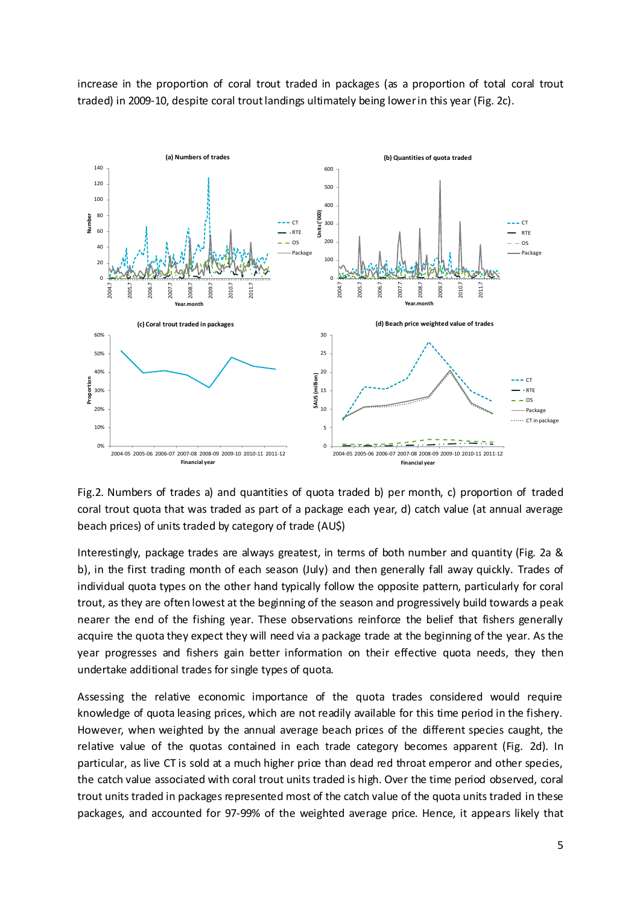increase in the proportion of coral trout traded in packages (as a proportion of total coral trout traded) in 2009-10, despite coral trout landings ultimately being lower in this year (Fig. 2c).

Fig.2. Numbers of trades a) and quantities of quota traded b) per month, c) proportion of traded coral trout quota that was traded as part of a package each year, d) catch value (at annual average beach prices) of units traded by category of trade (AU$)

Interestingly, package trades are always greatest, in terms of both number and quantity (Fig. 2a & b), in the first trading month of each season (July) and then generally fall away quickly. Trades of individual quota types on the other hand typically follow the opposite pattern, particularly for coral trout, as they are often lowest at the beginning of the season and progressively build towards a peak nearer the end of the fishing year. These observations reinforce the belief that fishers generally acquire the quota they expect they will need via a package trade at the beginning of the year. As the year progresses and fishers gain better information on their effective quota needs, they then undertake additional trades for single types of quota.

Assessing the relative economic importance of the quota trades considered would require knowledge of quota leasing prices, which are not readily available for this time period in the fishery. However, when weighted by the annual average beach prices of the different species caught, the relative value of the quotas contained in each trade category becomes apparent (Fig. 2d). In particular, as live CT is sold at a much higher price than dead red throat emperor and other species, the catch value associated with coral trout units traded is high. Over the time period observed, coral trout units traded in packages represented most of the catch value of the quota units traded in these packages, and accounted for 97-99% of the weighted average price. Hence, it appears likely that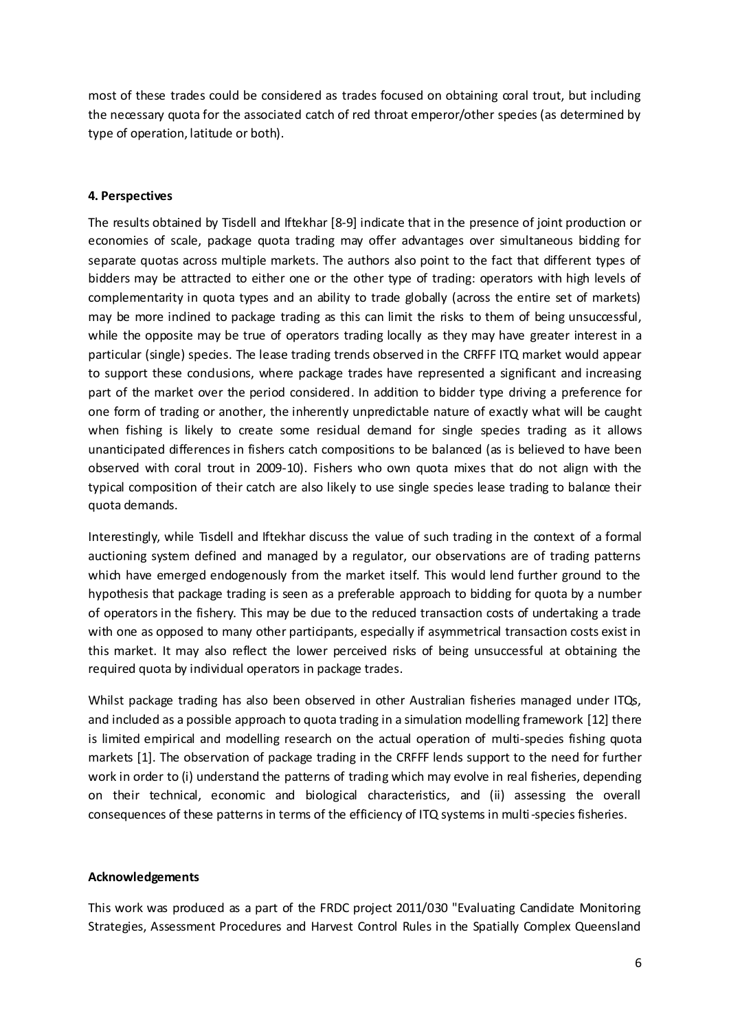most of these trades could be considered as trades focused on obtaining coral trout, but including the necessary quota for the associated catch of red throat emperor/other species (as determined by type of operation, latitude or both).

## 4. Perspectives

The results obtained by Tisdell and Iftekhar [8-9] indicate that in the presence of joint production or economies of scale, package quota trading may offer advantages over simultaneous bidding for separate quotas across multiple markets. The authors also point to the fact that different types of bidders may be attracted to either one or the other type of trading: operators with high levels of complementarity in quota types and an ability to trade globally (across the entire set of markets) may be more inclined to package trading as this can limit the risks to them of being unsuccessful, while the opposite may be true of operators trading locally as they may have greater interest in a particular (single) species. The lease trading trends observed in the CRFFF ITQ market would appear to support these conclusions, where package trades have represented a significant and increasing part of the market over the period considered. In addition to bidder type driving a preference for one form of trading or another, the inherently unpredictable nature of exactly what will be caught when fishing is likely to create some residual demand for single species trading as it allows unanticipated differences in fishers catch compositions to be balanced (as is believed to have been observed with coral trout in 2009-10). Fishers who own quota mixes that do not align with the typical composition of their catch are also likely to use single species lease trading to balance their quota demands.

Interestingly, while Tisdell and Iftekhar discuss the value of such trading in the context of a formal auctioning system defined and managed by a regulator, our observations are of trading patterns which have emerged endogenously from the market itself. This would lend further ground to the hypothesis that package trading is seen as a preferable approach to bidding for quota by a number of operators in the fishery. This may be due to the reduced transaction costs of undertaking a trade with one as opposed to many other participants, especially if asymmetrical transaction costs exist in this market. It may also reflect the lower perceived risks of being unsuccessful at obtaining the required quota by individual operators in package trades.

Whilst package trading has also been observed in other Australian fisheries managed under ITQs, and included as a possible approach to quota trading in a simulation modelling framework [12] there is limited empirical and modelling research on the actual operation of multi-species fishing quota markets [1]. The observation of package trading in the CRFFF lends support to the need for further work in order to (i) understand the patterns of trading which may evolve in real fisheries, depending on their technical, economic and biological characteristics, and (ii) assessing the overall consequences of these patterns in terms of the efficiency of ITQ systems in multi-species fisheries.

## Acknowledgements

This work was produced as a part of the FRDC project 2011/030 "Evaluating Candidate Monitoring Strategies, Assessment Procedures and Harvest Control Rules in the Spatially Complex Queensland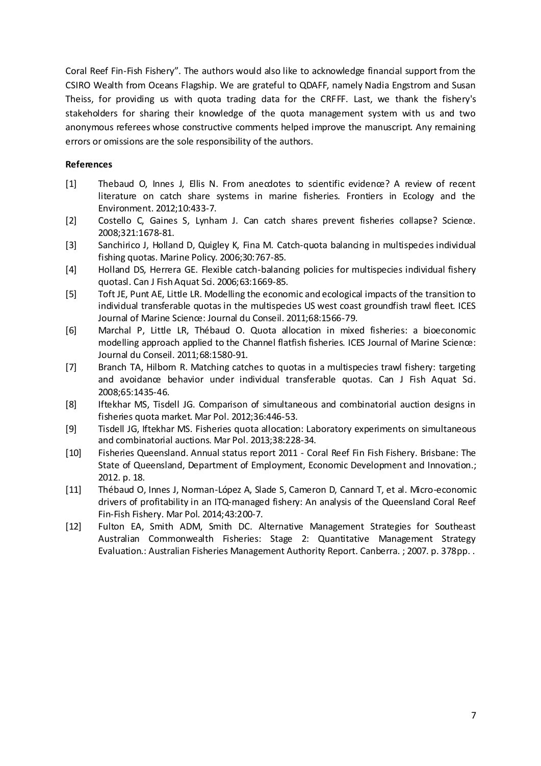Coral Reef Fin-Fish Fishery". The authors would also like to acknowledge financial support from the CSIRO Wealth from Oceans Flagship. We are grateful to QDAFF, namely Nadia Engstrom and Susan Theiss, for providing us with quota trading data for the CRFFF. Last, we thank the fishery's stakeholders for sharing their knowledge of the quota management system with us and two anonymous referees whose constructive comments helped improve the manuscript. Any remaining errors or omissions are the sole responsibility of the authors.

**References**

[1] Thebaud O, Innes J, Ellis N. From anecdotes to scientific evidence? A review of recent literature on catch share systems in marine fisheries. Frontiers in Ecology and the Environment. 2012;10:433-7.

[2] Costello C, Gaines S, Lynham J. Can catch shares prevent fisheries collapse? Science. 2008;321:1678-81.

[3] Sanchirico J, Holland D, Quigley K, Fina M. Catch-quota balancing in multispecies individual fishing quotas. Marine Policy. 2006;30:767-85.

[4] Holland DS, Herrera GE. Flexible catch-balancing policies for multispecies individual fishery quotasl. Can J Fish Aquat Sci. 2006;63:1669-85.

[5] Toft JE, Punt AE, Little LR. Modelling the economic and ecological impacts of the transition to individual transferable quotas in the multispecies US west coast groundfish trawl fleet. ICES Journal of Marine Science: Journal du Conseil. 2011;68:1566-79.

[6] Marchal P, Little LR, Thébaud O. Quota allocation in mixed fisheries: a bioeconomic modelling approach applied to the Channel flatfish fisheries. ICES Journal of Marine Science: Journal du Conseil. 2011;68:1580-91.

[7] Branch TA, Hilborn R. Matching catches to quotas in a multispecies trawl fishery: targeting and avoidance behavior under individual transferable quotas. Can J Fish Aquat Sci. 2008;65:1435-46.

[8] Iftekhar MS, Tisdell JG. Comparison of simultaneous and combinatorial auction designs in fisheries quota market. Mar Pol. 2012;36:446-53.

[9] Tisdell JG, Iftekhar MS. Fisheries quota allocation: Laboratory experiments on simultaneous and combinatorial auctions. Mar Pol. 2013;38:228-34.

[10] Fisheries Queensland. Annual status report 2011 - Coral Reef Fin Fish Fishery. Brisbane: The State of Queensland, Department of Employment, Economic Development and Innovation.; 2012. p. 18.

[11] Thébaud O, Innes J, Norman-López A, Slade S, Cameron D, Cannard T, et al. Micro-economic drivers of profitability in an ITQ-managed fishery: An analysis of the Queensland Coral Reef Fin-Fish Fishery. Mar Pol. 2014;43:200-7.

[12] Fulton EA, Smith ADM, Smith DC. Alternative Management Strategies for Southeast Australian Commonwealth Fisheries: Stage 2: Quantitative Management Strategy Evaluation.: Australian Fisheries Management Authority Report. Canberra. ; 2007. p. 378pp. .